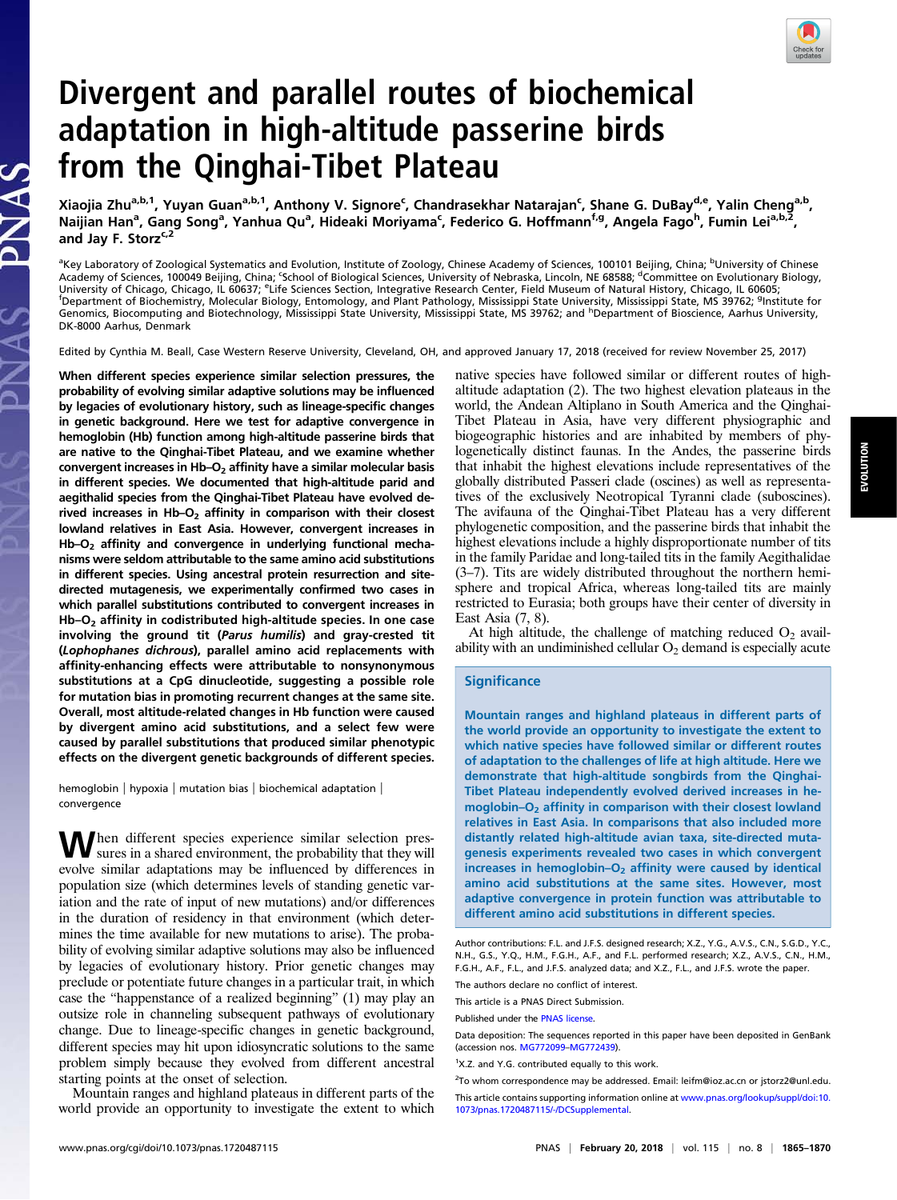# Divergent and parallel routes of biochemical adaptation in high-altitude passerine birds from the Qinghai-Tibet Plateau

Xiaojia Zhu[a,b,1], Yuyan Guan[a,b,1], Anthony V. Signore[c], Chandrasekhar Natarajan[c], Shane G. DuBay[d,e], Yalin Cheng[a,b], Naijian Han[a], Gang Song[a], Yanhua Qu[a], Hideaki Moriyama[c], Federico G. Hoffmann[f,g], Angela Fago[h], Fumin Lei[a,b,2], and Jay F. Storz[c,2]

[a]Key Laboratory of Zoological Systematics and Evolution, Institute of Zoology, Chinese Academy of Sciences, 100101 Beijing, China; [b]University of Chinese Academy of Sciences, 100049 Beijing, China; [c]School of Biological Sciences, University of Nebraska, Lincoln, NE 68588; [d]Committee on Evolutionary Biology, University of Chicago, Chicago, IL 60637; [e]Life Sciences Section, Integrative Research Center, Field Museum of Natural History, Chicago, IL 60605; [f]Department of Biochemistry, Molecular Biology, Entomology, and Plant Pathology, Mississippi State University, Mississippi State, MS 39762; [g]Institute for Genomics, Biocomputing and Biotechnology, Mississippi State University, Mississippi State, MS 39762; and [h]Department of Bioscience, Aarhus University, DK-8000 Aarhus, Denmark

Edited by Cynthia M. Beall, Case Western Reserve University, Cleveland, OH, and approved January 17, 2018 (received for review November 25, 2017)

**When different species experience similar selection pressures, the probability of evolving similar adaptive solutions may be influenced by legacies of evolutionary history, such as lineage-specific changes in genetic background. Here we test for adaptive convergence in hemoglobin (Hb) function among high-altitude passerine birds that are native to the Qinghai-Tibet Plateau, and we examine whether convergent increases in Hb–$O_2$ affinity have a similar molecular basis in different species. We documented that high-altitude parid and aegithalid species from the Qinghai-Tibet Plateau have evolved derived increases in Hb–$O_2$ affinity in comparison with their closest lowland relatives in East Asia. However, convergent increases in Hb–$O_2$ affinity and convergence in underlying functional mechanisms were seldom attributable to the same amino acid substitutions in different species. Using ancestral protein resurrection and site-directed mutagenesis, we experimentally confirmed two cases in which parallel substitutions contributed to convergent increases in Hb–$O_2$ affinity in codistributed high-altitude species. In one case involving the ground tit (*Parus humilis*) and gray-crested tit (*Lophophanes dichrous*), parallel amino acid replacements with affinity-enhancing effects were attributable to nonsynonymous substitutions at a CpG dinucleotide, suggesting a possible role for mutation bias in promoting recurrent changes at the same site. Overall, most altitude-related changes in Hb function were caused by divergent amino acid substitutions, and a select few were caused by parallel substitutions that produced similar phenotypic effects on the divergent genetic backgrounds of different species.**

hemoglobin | hypoxia | mutation bias | biochemical adaptation | convergence

When different species experience similar selection pressures in a shared environment, the probability that they will evolve similar adaptations may be influenced by differences in population size (which determines levels of standing genetic variation and the rate of input of new mutations) and/or differences in the duration of residency in that environment (which determines the time available for new mutations to arise). The probability of evolving similar adaptive solutions may also be influenced by legacies of evolutionary history. Prior genetic changes may preclude or potentiate future changes in a particular trait, in which case the "happenstance of a realized beginning" (1) may play an outsize role in channeling subsequent pathways of evolutionary change. Due to lineage-specific changes in genetic background, different species may hit upon idiosyncratic solutions to the same problem simply because they evolved from different ancestral starting points at the onset of selection.

Mountain ranges and highland plateaus in different parts of the world provide an opportunity to investigate the extent to which native species have followed similar or different routes of high-altitude adaptation (2). The two highest elevation plateaus in the world, the Andean Altiplano in South America and the Qinghai-Tibet Plateau in Asia, have very different physiographic and biogeographic histories and are inhabited by members of phylogenetically distinct faunas. In the Andes, the passerine birds that inhabit the highest elevations include representatives of the globally distributed Passeri clade (oscines) as well as representatives of the exclusively Neotropical Tyranni clade (suboscines). The avifauna of the Qinghai-Tibet Plateau has a very different phylogenetic composition, and the passerine birds that inhabit the highest elevations include a highly disproportionate number of tits in the family Paridae and long-tailed tits in the family Aegithalidae (3–7). Tits are widely distributed throughout the northern hemisphere and tropical Africa, whereas long-tailed tits are mainly restricted to Eurasia; both groups have their center of diversity in East Asia (7, 8).

At high altitude, the challenge of matching reduced $O_2$ availability with an undiminished cellular $O_2$ demand is especially acute

## Significance

**Mountain ranges and highland plateaus in different parts of the world provide an opportunity to investigate the extent to which native species have followed similar or different routes of adaptation to the challenges of life at high altitude. Here we demonstrate that high-altitude songbirds from the Qinghai-Tibet Plateau independently evolved derived increases in hemoglobin–$O_2$ affinity in comparison with their closest lowland relatives in East Asia. In comparisons that also included more distantly related high-altitude avian taxa, site-directed mutagenesis experiments revealed two cases in which convergent increases in hemoglobin–$O_2$ affinity were caused by identical amino acid substitutions at the same sites. However, most adaptive convergence in protein function was attributable to different amino acid substitutions in different species.**

Author contributions: F.L. and J.F.S. designed research; X.Z., Y.G., A.V.S., C.N., S.G.D., Y.C., N.H., G.S., Y.Q., H.M., F.G.H., A.F., and F.L. performed research; X.Z., A.V.S., C.N., H.M., F.G.H., A.F., F.L., and J.F.S. analyzed data; and X.Z., F.L., and J.F.S. wrote the paper.

The authors declare no conflict of interest.

This article is a PNAS Direct Submission.

Published under the PNAS license.

Data deposition: The sequences reported in this paper have been deposited in GenBank (accession nos. MG772099–MG772439).

[1]X.Z. and Y.G. contributed equally to this work.

[2]To whom correspondence may be addressed. Email: leifm@ioz.ac.cn or jstorz2@unl.edu.

This article contains supporting information online at www.pnas.org/lookup/suppl/doi:10.1073/pnas.1720487115/-/DCSupplemental.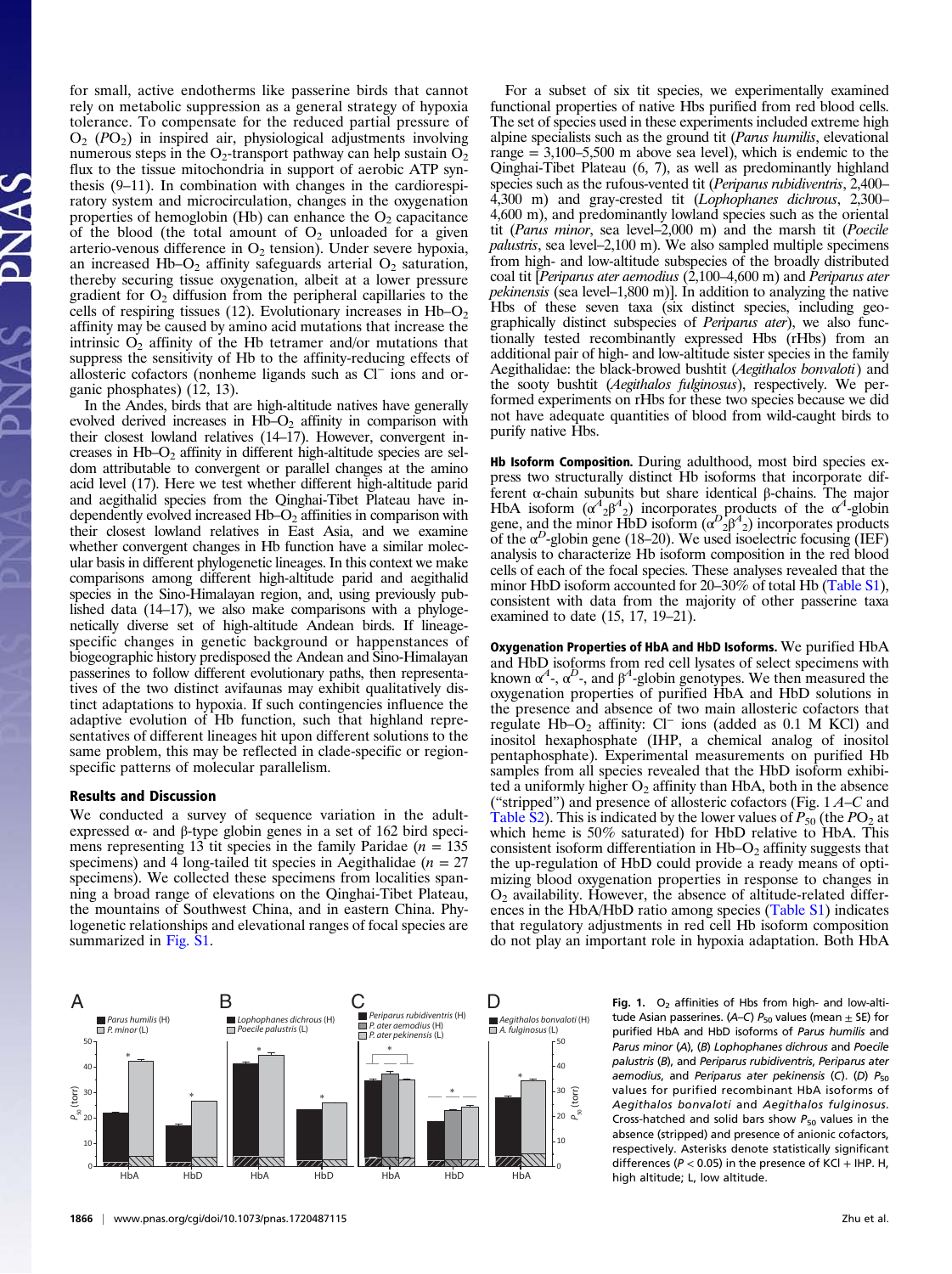for small, active endotherms like passerine birds that cannot rely on metabolic suppression as a general strategy of hypoxia tolerance. To compensate for the reduced partial pressure of $O_2$ ($PO_2$) in inspired air, physiological adjustments involving numerous steps in the $O_2$-transport pathway can help sustain $O_2$ flux to the tissue mitochondria in support of aerobic ATP synthesis (9–11). In combination with changes in the cardiorespiratory system and microcirculation, changes in the oxygenation properties of hemoglobin (Hb) can enhance the $O_2$ capacitance of the blood (the total amount of $O_2$ unloaded for a given arterio-venous difference in $O_2$ tension). Under severe hypoxia, an increased Hb–$O_2$ affinity safeguards arterial $O_2$ saturation, thereby securing tissue oxygenation, albeit at a lower pressure gradient for $O_2$ diffusion from the peripheral capillaries to the cells of respiring tissues (12). Evolutionary increases in Hb–$O_2$ affinity may be caused by amino acid mutations that increase the intrinsic $O_2$ affinity of the Hb tetramer and/or mutations that suppress the sensitivity of Hb to the affinity-reducing effects of allosteric cofactors (nonheme ligands such as $Cl^-$ ions and organic phosphates) (12, 13).

In the Andes, birds that are high-altitude natives have generally evolved derived increases in Hb–$O_2$ affinity in comparison with their closest lowland relatives (14–17). However, convergent increases in Hb–$O_2$ affinity in different high-altitude species are seldom attributable to convergent or parallel changes at the amino acid level (17). Here we test whether different high-altitude parid and aegithalid species from the Qinghai-Tibet Plateau have independently evolved increased Hb–$O_2$ affinities in comparison with their closest lowland relatives in East Asia, and we examine whether convergent changes in Hb function have a similar molecular basis in different phylogenetic lineages. In this context we make comparisons among different high-altitude parid and aegithalid species in the Sino-Himalayan region, and, using previously published data (14–17), we also make comparisons with a phylogenetically diverse set of high-altitude Andean birds. If lineage-specific changes in genetic background or happenstances of biogeographic history predisposed the Andean and Sino-Himalayan passerines to follow different evolutionary paths, then representatives of the two distinct avifaunas may exhibit qualitatively distinct adaptations to hypoxia. If such contingencies influence the adaptive evolution of Hb function, such that highland representatives of different lineages hit upon different solutions to the same problem, this may be reflected in clade-specific or region-specific patterns of molecular parallelism.

## Results and Discussion

We conducted a survey of sequence variation in the adult-expressed α- and β-globin genes in a set of 162 bird specimens representing 13 tit species in the family Paridae ($n$ = 135 specimens) and 4 long-tailed tit species in Aegithalidae ($n$ = 27 specimens). We collected these specimens from localities spanning a broad range of elevations on the Qinghai-Tibet Plateau, the mountains of Southwest China, and in eastern China. Phylogenetic relationships and elevational ranges of focal species are summarized in Fig. S1.

For a subset of six tit species, we experimentally examined functional properties of native Hbs purified from red blood cells. The set of species used in these experiments included extreme high alpine specialists such as the ground tit (*Parus humilis*, elevational range = 3,100–5,500 m above sea level), which is endemic to the Qinghai-Tibet Plateau (6, 7), as well as predominantly highland species such as the rufous-vented tit (*Periparus rubidiventris*, 2,400–4,300 m) and gray-crested tit (*Lophophanes dichrous*, 2,300–4,600 m), and predominantly lowland species such as the oriental tit (*Parus minor*, sea level–2,000 m) and the marsh tit (*Poecile palustris*, sea level–2,100 m). We also sampled multiple specimens from high- and low-altitude subspecies of the broadly distributed coal tit [*Periparus ater aemodius* (2,100–4,600 m) and *Periparus ater pekinensis* (sea level–1,800 m)]. In addition to analyzing the native Hbs of these seven taxa (six distinct species, including geographically distinct subspecies of *Periparus ater*), we also functionally tested recombinantly expressed Hbs (rHbs) from an additional pair of high- and low-altitude sister species in the family Aegithalidae: the black-browed bushtit (*Aegithalos bonvaloti*) and the sooty bushtit (*Aegithalos fulginosus*), respectively. We performed experiments on rHbs for these two species because we did not have adequate quantities of blood from wild-caught birds to purify native Hbs.

**Hb Isoform Composition.** During adulthood, most bird species express two structurally distinct Hb isoforms that incorporate different α-chain subunits but share identical β-chains. The major HbA isoform ($\alpha^A{}_2\beta^A{}_2$) incorporates products of the $\alpha^A$-globin gene, and the minor HbD isoform ($\alpha^D{}_2\beta^A{}_2$) incorporates products of the $\alpha^D$-globin gene (18–20). We used isoelectric focusing (IEF) analysis to characterize Hb isoform composition in the red blood cells of each of the focal species. These analyses revealed that the minor HbD isoform accounted for 20–30% of total Hb (Table S1), consistent with data from the majority of other passerine taxa examined to date (15, 17, 19–21).

**Oxygenation Properties of HbA and HbD Isoforms.** We purified HbA and HbD isoforms from red cell lysates of select specimens with known $\alpha^A$-, $\alpha^D$-, and $\beta^A$-globin genotypes. We then measured the oxygenation properties of purified HbA and HbD solutions in the presence and absence of two main allosteric cofactors that regulate Hb–$O_2$ affinity: $Cl^-$ ions (added as 0.1 M KCl) and inositol hexaphosphate (IHP, a chemical analog of inositol pentaphosphate). Experimental measurements on purified Hb samples from all species revealed that the HbD isoform exhibited a uniformly higher $O_2$ affinity than HbA, both in the absence ("stripped") and presence of allosteric cofactors (Fig. 1 *A*–*C* and Table S2). This is indicated by the lower values of $P_{50}$ (the $PO_2$ at which heme is 50% saturated) for HbD relative to HbA. This consistent isoform differentiation in Hb–$O_2$ affinity suggests that the up-regulation of HbD could provide a ready means of optimizing blood oxygenation properties in response to changes in $O_2$ availability. However, the absence of altitude-related differences in the HbA/HbD ratio among species (Table S1) indicates that regulatory adjustments in red cell Hb isoform composition do not play an important role in hypoxia adaptation. Both HbA

**Fig. 1.** $O_2$ affinities of Hbs from high- and low-altitude Asian passerines. (*A*–*C*) $P_{50}$ values (mean ± SE) for purified HbA and HbD isoforms of *Parus humilis* and *Parus minor* (*A*), (*B*) *Lophophanes dichrous* and *Poecile palustris* (*B*), and *Periparus rubidiventris*, *Periparus ater aemodius*, and *Periparus ater pekinensis* (*C*). (*D*) $P_{50}$ values for purified recombinant HbA isoforms of *Aegithalos bonvaloti* and *Aegithalos fulginosus*. Cross-hatched and solid bars show $P_{50}$ values in the absence (stripped) and presence of anionic cofactors, respectively. Asterisks denote statistically significant differences ($P < 0.05$) in the presence of KCl + IHP. H, high altitude; L, low altitude.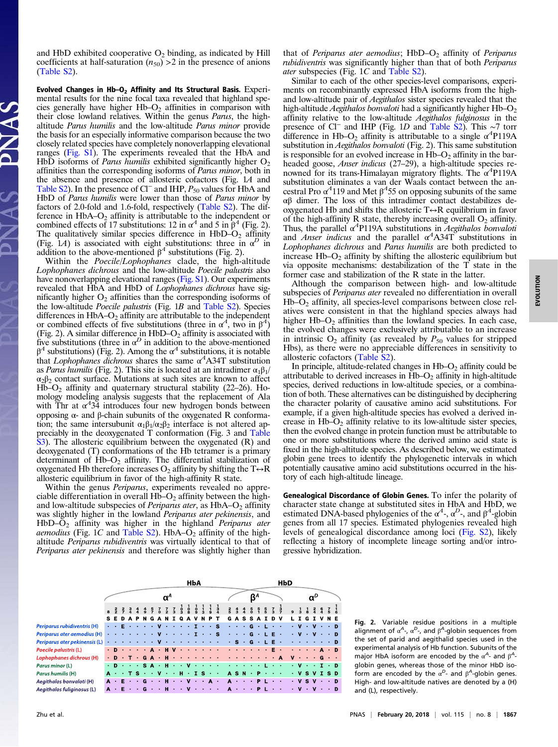and HbD exhibited cooperative $O_2$ binding, as indicated by Hill coefficients at half-saturation ($n_{50}$) >2 in the presence of anions (Table S2).

**Evolved Changes in Hb–$O_2$ Affinity and Its Structural Basis.** Experimental results for the nine focal taxa revealed that highland species generally have higher Hb–$O_2$ affinities in comparison with their close lowland relatives. Within the genus *Parus*, the high-altitude *Parus humilis* and the low-altitude *Parus minor* provide the basis for an especially informative comparison because the two closely related species have completely nonoverlapping elevational ranges (Fig. S1). The experiments revealed that the HbA and HbD isoforms of *Parus humilis* exhibited significantly higher $O_2$ affinities than the corresponding isoforms of *Parus minor*, both in the absence and presence of allosteric cofactors (Fig. 1*A* and Table S2). In the presence of $Cl^-$ and IHP, $P_{50}$ values for HbA and HbD of *Parus humilis* were lower than those of *Parus minor* by factors of 2.0-fold and 1.6-fold, respectively (Table S2). The difference in HbA–$O_2$ affinity is attributable to the independent or combined effects of 17 substitutions: 12 in $\alpha^A$ and 5 in $\beta^A$ (Fig. 2). The qualitatively similar species difference in HbD–$O_2$ affinity (Fig. 1*A*) is associated with eight substitutions: three in $\alpha^D$ in addition to the above-mentioned $\beta^A$ substitutions (Fig. 2).

Within the *Poecile*/*Lophophanes* clade, the high-altitude *Lophophanes dichrous* and the low-altitude *Poecile palustris* also have nonoverlapping elevational ranges (Fig. S1). Our experiments revealed that HbA and HbD of *Lophophanes dichrous* have significantly higher $O_2$ affinities than the corresponding isoforms of the low-altitude *Poecile palustris* (Fig. 1*B* and Table S2). Species differences in HbA–$O_2$ affinity are attributable to the independent or combined effects of five substitutions (three in $\alpha^A$, two in $\beta^A$) (Fig. 2). A similar difference in HbD–$O_2$ affinity is associated with five substitutions (three in $\alpha^D$ in addition to the above-mentioned $\beta^A$ substitutions) (Fig. 2). Among the $\alpha^A$ substitutions, it is notable that *Lophophanes dichrous* shares the same $\alpha^A$A34T substitution as *Parus humilis* (Fig. 2). This site is located at an intradimer $\alpha_1\beta_1/\alpha_2\beta_2$ contact surface. Mutations at such sites are known to affect Hb–$O_2$ affinity and quaternary structural stability (22–26). Homology modeling analysis suggests that the replacement of Ala with Thr at $\alpha^A$34 introduces four new hydrogen bonds between opposing α- and β-chain subunits of the oxygenated R conformation; the same intersubunit $\alpha_1\beta_1/\alpha_2\beta_2$ interface is not altered appreciably in the deoxygenated T conformation (Fig. 3 and Table S3). The allosteric equilibrium between the oxygenated (R) and deoxygenated (T) conformations of the Hb tetramer is a primary determinant of Hb–$O_2$ affinity. The differential stabilization of oxygenated Hb therefore increases $O_2$ affinity by shifting the T↔R allosteric equilibrium in favor of the high-affinity R state.

Within the genus *Periparus*, experiments revealed no appreciable differentiation in overall Hb–$O_2$ affinity between the high- and low-altitude subspecies of *Periparus ater*, as HbA–$O_2$ affinity was slightly higher in the lowland *Periparus ater pekinensis*, and HbD–$O_2$ affinity was higher in the highland *Periparus ater aemodius* (Fig. 1*C* and Table S2). HbA–$O_2$ affinity of the high-altitude *Periparus rubidiventris* was virtually identical to that of *Periparus ater pekinensis* and therefore was slightly higher than that of *Periparus ater aemodius*; HbD–$O_2$ affinity of *Periparus rubidiventris* was significantly higher than that of both *Periparus ater* subspecies (Fig. 1*C* and Table S2).

Similar to each of the other species-level comparisons, experiments on recombinantly expressed HbA isoforms from the high- and low-altitude pair of *Aegithalos* sister species revealed that the high-altitude *Aegithalos bonvaloti* had a significantly higher Hb–$O_2$ affinity relative to the low-altitude *Aegithalos fulginosus* in the presence of $Cl^-$ and IHP (Fig. 1*D* and Table S2). This ~7 torr difference in Hb–$O_2$ affinity is attributable to a single $\alpha^A$P119A substitution in *Aegithalos bonvaloti* (Fig. 2). This same substitution is responsible for an evolved increase in Hb–$O_2$ affinity in the bar-headed goose, *Anser indicus* (27–29), a high-altitude species renowned for its trans-Himalayan migratory flights. The $\alpha^A$P119A substitution eliminates a van der Waals contact between the ancestral Pro $\alpha^A$119 and Met $\beta^A$55 on opposing subunits of the same αβ dimer. The loss of this intradimer contact destabilizes deoxygenated Hb and shifts the allosteric T↔R equilibrium in favor of the high-affinity R state, thereby increasing overall $O_2$ affinity. Thus, the parallel $\alpha^A$P119A substitutions in *Aegithalos bonvaloti* and *Anser indicus* and the parallel $\alpha^A$A34T substitutions in *Lophophanes dichrous* and *Parus humilis* are both predicted to increase Hb–$O_2$ affinity by shifting the allosteric equilibrium but via opposite mechanisms: destabilization of the T state in the former case and stabilization of the R state in the latter.

Although the comparison between high- and low-altitude subspecies of *Periparus ater* revealed no differentiation in overall Hb–$O_2$ affinity, all species-level comparisons between close relatives were consistent in that the highland species always had higher Hb–$O_2$ affinities than the lowland species. In each case, the evolved changes were exclusively attributable to an increase in intrinsic $O_2$ affinity (as revealed by $P_{50}$ values for stripped Hbs), as there were no appreciable differences in sensitivity to allosteric cofactors (Table S2).

In principle, altitude-related changes in Hb–$O_2$ affinity could be attributable to derived increases in Hb–$O_2$ affinity in high-altitude species, derived reductions in low-altitude species, or a combination of both. These alternatives can be distinguished by deciphering the character polarity of causative amino acid substitutions. For example, if a given high-altitude species has evolved a derived increase in Hb–$O_2$ affinity relative to its low-altitude sister species, then the evolved change in protein function must be attributable to one or more substitutions where the derived amino acid state is fixed in the high-altitude species. As described below, we estimated globin gene trees to identify the phylogenetic intervals in which potentially causative amino acid substitutions occurred in the history of each high-altitude lineage.

**Genealogical Discordance of Globin Genes.** To infer the polarity of character state change at substituted sites in HbA and HbD, we estimated DNA-based phylogenies of the $\alpha^A$-, $\alpha^D$-, and $\beta^A$-globin genes from all 17 species. Estimated phylogenies revealed high levels of genealogical discordance among loci (Fig. S2), likely reflecting a history of incomplete lineage sorting and/or introgressive hybridization.

| Species | $\alpha^A$ (HbA) | | | | | | | | | | | | | | | | $\beta^A$ (HbA/HbD) | | | | | | | | $\alpha^D$ (HbD) | | | | | | |
|---|---|---|---|---|---|---|---|---|---|---|---|---|---|---|---|---|---|---|---|---|---|---|---|---|---|---|---|---|---|---|---|
| Reference | S | E | D | A | P | N | G | A | N | I | Q | A | V | N | P | T | G | A | S | S | A | I | D | V | L | I | G | I | V | N | E |
| *Periparus rubidiventris* (H) | · | · | E | · | · | · | · | V | · | · | · | · | I | · | · | S | · | · | · | · | G | · | L | · | · | V | · | V | · | · | D |
| *Periparus ater aemodius* (H) | · | · | · | · | · | · | · | V | · | · | · | · | I | · | · | S | · | · | · | · | G | · | L | E | · | V | · | V | · | · | D |
| *Periparus ater pekinensis* (L) | · | · | · | · | · | · | · | V | · | · | · | · | · | · | · | · | · | S | · | · | G | · | L | E | · | · | · | · | · | · | D |
| *Poecile palustris* (L) | · | D | · | · | · | · | A | · | H | V | · | · | · | · | · | · | · | · | · | · | · | · | E | · | · | · | · | · | A | · | D |
| *Lophophanes dichrous* (H) | · | D | · | T | · | G | A | · | H | · | · | · | · | · | · | · | · | · | · | · | · | · | · | A | V | · | · | · | · | G | · |
| *Parus minor* (L) | · | D | · | · | · | S | A | · | H | · | · | V | · | · | · | · | · | · | · | · | · | · | L | · | · | V | · | · | I | · | D |
| *Parus humilis* (H) | A | · | · | T | S | · | · | V | · | · | H | · | I | S | · | · | A | S | N | · | P | · | · | · | · | V | S | V | I | S | D |
| *Aegithalos bonvaloti* (H) | A | · | E | · | · | G | · | · | H | · | · | V | · | · | A | · | A | · | · | · | P | L | · | · | · | V | S | V | · | · | D |
| *Aegithalos fuliginosus* (L) | A | · | E | · | · | G | · | · | H | · | · | V | · | · | · | · | A | · | · | · | P | L | · | · | · | V | · | V | · | · | D |

Fig. 2. Variable residue positions in a multiple alignment of $\alpha^A$-, $\alpha^D$-, and $\beta^A$-globin sequences from the set of parid and aegithalid species used in the experimental analysis of Hb function. Subunits of the major HbA isoform are encoded by the $\alpha^A$- and $\beta^A$-globin genes, whereas those of the minor HbD isoform are encoded by the $\alpha^D$- and $\beta^A$-globin genes. High- and low-altitude natives are denoted by a (H) and (L), respectively.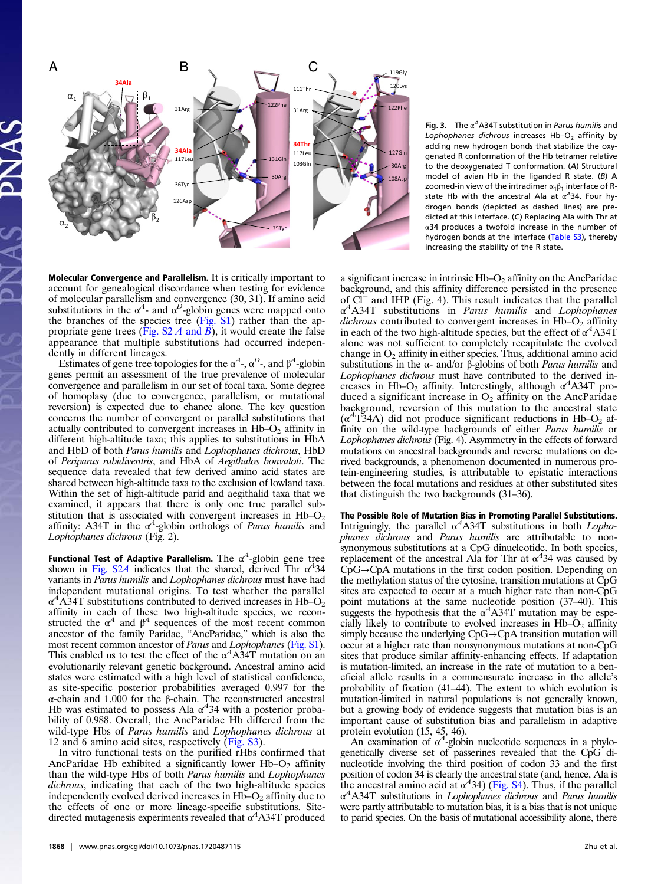Fig. 3. The $\alpha^A$A34T substitution in *Parus humilis* and *Lophophanes dichrous* increases Hb–$O_2$ affinity by adding new hydrogen bonds that stabilize the oxygenated R conformation of the Hb tetramer relative to the deoxygenated T conformation. (*A*) Structural model of avian Hb in the liganded R state. (*B*) A zoomed-in view of the intradimer $\alpha_1\beta_1$ interface of R-state Hb with the ancestral Ala at $\alpha^A$34. Four hydrogen bonds (depicted as dashed lines) are predicted at this interface. (*C*) Replacing Ala with Thr at α34 produces a twofold increase in the number of hydrogen bonds at the interface (Table S3), thereby increasing the stability of the R state.

**Molecular Convergence and Parallelism.** It is critically important to account for genealogical discordance when testing for evidence of molecular parallelism and convergence (30, 31). If amino acid substitutions in the $\alpha^A$- and $\alpha^D$-globin genes were mapped onto the branches of the species tree (Fig. S1) rather than the appropriate gene trees (Fig. S2 *A* and *B*), it would create the false appearance that multiple substitutions had occurred independently in different lineages.

Estimates of gene tree topologies for the $\alpha^A$-, $\alpha^D$-, and $\beta^A$-globin genes permit an assessment of the true prevalence of molecular convergence and parallelism in our set of focal taxa. Some degree of homoplasy (due to convergence, parallelism, or mutational reversion) is expected due to chance alone. The key question concerns the number of convergent or parallel substitutions that actually contributed to convergent increases in Hb–$O_2$ affinity in different high-altitude taxa; this applies to substitutions in HbA and HbD of both *Parus humilis* and *Lophophanes dichrous*, HbD of *Periparus rubidiventris*, and HbA of *Aegithalos bonvaloti*. The sequence data revealed that few derived amino acid states are shared between high-altitude taxa to the exclusion of lowland taxa. Within the set of high-altitude parid and aegithalid taxa that we examined, it appears that there is only one true parallel substitution that is associated with convergent increases in Hb–$O_2$ affinity: A34T in the $\alpha^A$-globin orthologs of *Parus humilis* and *Lophophanes dichrous* (Fig. 2).

**Functional Test of Adaptive Parallelism.** The $\alpha^A$-globin gene tree shown in Fig. S2*A* indicates that the shared, derived Thr $\alpha^A$34 variants in *Parus humilis* and *Lophophanes dichrous* must have had independent mutational origins. To test whether the parallel $\alpha^A$A34T substitutions contributed to derived increases in Hb–$O_2$ affinity in each of these two high-altitude species, we reconstructed the $\alpha^A$ and $\beta^A$ sequences of the most recent common ancestor of the family Paridae, "AncParidae," which is also the most recent common ancestor of *Parus* and *Lophophanes* (Fig. S1). This enabled us to test the effect of the $\alpha^A$A34T mutation on an evolutionarily relevant genetic background. Ancestral amino acid states were estimated with a high level of statistical confidence, as site-specific posterior probabilities averaged 0.997 for the α-chain and 1.000 for the β-chain. The reconstructed ancestral Hb was estimated to possess Ala $\alpha^A$34 with a posterior probability of 0.988. Overall, the AncParidae Hb differed from the wild-type Hbs of *Parus humilis* and *Lophophanes dichrous* at 12 and 6 amino acid sites, respectively (Fig. S3).

In vitro functional tests on the purified rHbs confirmed that AncParidae Hb exhibited a significantly lower Hb–$O_2$ affinity than the wild-type Hbs of both *Parus humilis* and *Lophophanes dichrous*, indicating that each of the two high-altitude species independently evolved derived increases in Hb–$O_2$ affinity due to the effects of one or more lineage-specific substitutions. Site-directed mutagenesis experiments revealed that $\alpha^A$A34T produced a significant increase in intrinsic Hb–$O_2$ affinity on the AncParidae background, and this affinity difference persisted in the presence of $Cl^-$ and IHP (Fig. 4). This result indicates that the parallel $\alpha^A$A34T substitutions in *Parus humilis* and *Lophophanes dichrous* contributed to convergent increases in Hb–$O_2$ affinity in each of the two high-altitude species, but the effect of $\alpha^A$A34T alone was not sufficient to completely recapitulate the evolved change in $O_2$ affinity in either species. Thus, additional amino acid substitutions in the α- and/or β-globins of both *Parus humilis* and *Lophophanes dichrous* must have contributed to the derived increases in Hb–$O_2$ affinity. Interestingly, although $\alpha^A$A34T produced a significant increase in $O_2$ affinity on the AncParidae background, reversion of this mutation to the ancestral state ($\alpha^A$T34A) did not produce significant reductions in Hb–$O_2$ affinity on the wild-type backgrounds of either *Parus humilis* or *Lophophanes dichrous* (Fig. 4). Asymmetry in the effects of forward mutations on ancestral backgrounds and reverse mutations on derived backgrounds, a phenomenon documented in numerous protein-engineering studies, is attributable to epistatic interactions between the focal mutations and residues at other substituted sites that distinguish the two backgrounds (31–36).

**The Possible Role of Mutation Bias in Promoting Parallel Substitutions.** Intriguingly, the parallel $\alpha^A$A34T substitutions in both *Lophophanes dichrous* and *Parus humilis* are attributable to nonsynonymous substitutions at a CpG dinucleotide. In both species, replacement of the ancestral Ala for Thr at $\alpha^A$34 was caused by CpG→CpA mutations in the first codon position. Depending on the methylation status of the cytosine, transition mutations at CpG sites are expected to occur at a much higher rate than non-CpG point mutations at the same nucleotide position (37–40). This suggests the hypothesis that the $\alpha^A$A34T mutation may be especially likely to contribute to evolved increases in Hb–$O_2$ affinity simply because the underlying CpG→CpA transition mutation will occur at a higher rate than nonsynonymous mutations at non-CpG sites that produce similar affinity-enhancing effects. If adaptation is mutation-limited, an increase in the rate of mutation to a beneficial allele results in a commensurate increase in the allele's probability of fixation (41–44). The extent to which evolution is mutation-limited in natural populations is not generally known, but a growing body of evidence suggests that mutation bias is an important cause of substitution bias and parallelism in adaptive protein evolution (15, 45, 46).

An examination of $\alpha^A$-globin nucleotide sequences in a phylogenetically diverse set of passerines revealed that the CpG dinucleotide involving the third position of codon 33 and the first position of codon 34 is clearly the ancestral state (and, hence, Ala is the ancestral amino acid at $\alpha^A$34) (Fig. S4). Thus, if the parallel $\alpha^A$A34T substitutions in *Lophophanes dichrous* and *Parus humilis* were partly attributable to mutation bias, it is a bias that is not unique to parid species. On the basis of mutational accessibility alone, there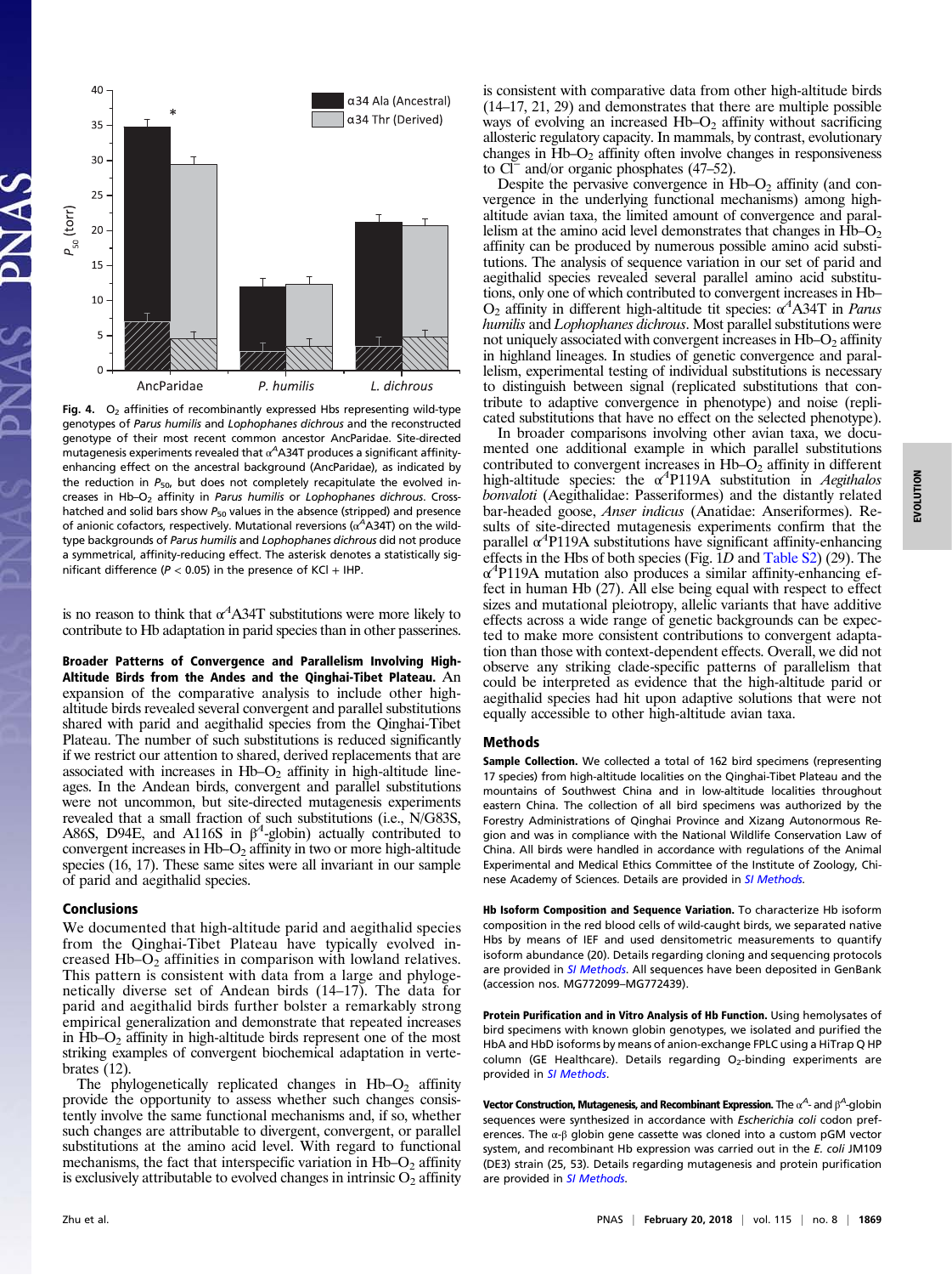Fig. 4. $O_2$ affinities of recombinantly expressed Hbs representing wild-type genotypes of *Parus humilis* and *Lophophanes dichrous* and the reconstructed genotype of their most recent common ancestor AncParidae. Site-directed mutagenesis experiments revealed that $\alpha^A$A34T produces a significant affinity-enhancing effect on the ancestral background (AncParidae), as indicated by the reduction in $P_{50}$, but does not completely recapitulate the evolved increases in Hb–$O_2$ affinity in *Parus humilis* or *Lophophanes dichrous*. Cross-hatched and solid bars show $P_{50}$ values in the absence (stripped) and presence of anionic cofactors, respectively. Mutational reversions ($\alpha^A$A34T) on the wild-type backgrounds of *Parus humilis* and *Lophophanes dichrous* did not produce a symmetrical, affinity-reducing effect. The asterisk denotes a statistically significant difference ($P < 0.05$) in the presence of KCl + IHP.

is no reason to think that $\alpha^A$A34T substitutions were more likely to contribute to Hb adaptation in parid species than in other passerines.

**Broader Patterns of Convergence and Parallelism Involving High-Altitude Birds from the Andes and the Qinghai-Tibet Plateau.** An expansion of the comparative analysis to include other high-altitude birds revealed several convergent and parallel substitutions shared with parid and aegithalid species from the Qinghai-Tibet Plateau. The number of such substitutions is reduced significantly if we restrict our attention to shared, derived replacements that are associated with increases in Hb–$O_2$ affinity in high-altitude lineages. In the Andean birds, convergent and parallel substitutions were not uncommon, but site-directed mutagenesis experiments revealed that a small fraction of such substitutions (i.e., N/G83S, A86S, D94E, and A116S in $\beta^A$-globin) actually contributed to convergent increases in Hb–$O_2$ affinity in two or more high-altitude species (16, 17). These same sites were all invariant in our sample of parid and aegithalid species.

## Conclusions

We documented that high-altitude parid and aegithalid species from the Qinghai-Tibet Plateau have typically evolved increased Hb–$O_2$ affinities in comparison with lowland relatives. This pattern is consistent with data from a large and phylogenetically diverse set of Andean birds (14–17). The data for parid and aegithalid birds further bolster a remarkably strong empirical generalization and demonstrate that repeated increases in Hb–$O_2$ affinity in high-altitude birds represent one of the most striking examples of convergent biochemical adaptation in vertebrates (12).

The phylogenetically replicated changes in Hb–$O_2$ affinity provide the opportunity to assess whether such changes consistently involve the same functional mechanisms and, if so, whether such changes are attributable to divergent, convergent, or parallel substitutions at the amino acid level. With regard to functional mechanisms, the fact that interspecific variation in Hb–$O_2$ affinity is exclusively attributable to evolved changes in intrinsic $O_2$ affinity is consistent with comparative data from other high-altitude birds (14–17, 21, 29) and demonstrates that there are multiple possible ways of evolving an increased Hb–$O_2$ affinity without sacrificing allosteric regulatory capacity. In mammals, by contrast, evolutionary changes in Hb–$O_2$ affinity often involve changes in responsiveness to $Cl^-$ and/or organic phosphates (47–52).

Despite the pervasive convergence in Hb–$O_2$ affinity (and convergence in the underlying functional mechanisms) among high-altitude avian taxa, the limited amount of convergence and parallelism at the amino acid level demonstrates that changes in Hb–$O_2$ affinity can be produced by numerous possible amino acid substitutions. The analysis of sequence variation in our set of parid and aegithalid species revealed several parallel amino acid substitutions, only one of which contributed to convergent increases in Hb–$O_2$ affinity in different high-altitude tit species: $\alpha^A$A34T in *Parus humilis* and *Lophophanes dichrous*. Most parallel substitutions were not uniquely associated with convergent increases in Hb–$O_2$ affinity in highland lineages. In studies of genetic convergence and parallelism, experimental testing of individual substitutions is necessary to distinguish between signal (replicated substitutions that contribute to adaptive convergence in phenotype) and noise (replicated substitutions that have no effect on the selected phenotype).

In broader comparisons involving other avian taxa, we documented one additional example in which parallel substitutions contributed to convergent increases in Hb–$O_2$ affinity in different high-altitude species: the $\alpha^A$P119A substitution in *Aegithalos bonvaloti* (Aegithalidae: Passeriformes) and the distantly related bar-headed goose, *Anser indicus* (Anatidae: Anseriformes). Results of site-directed mutagenesis experiments confirm that the parallel $\alpha^A$P119A substitutions have significant affinity-enhancing effects in the Hbs of both species (Fig. 1*D* and Table S2) (29). The $\alpha^A$P119A mutation also produces a similar affinity-enhancing effect in human Hb (27). All else being equal with respect to effect sizes and mutational pleiotropy, allelic variants that have additive effects across a wide range of genetic backgrounds can be expected to make more consistent contributions to convergent adaptation than those with context-dependent effects. Overall, we did not observe any striking clade-specific patterns of parallelism that could be interpreted as evidence that the high-altitude parid or aegithalid species had hit upon adaptive solutions that were not equally accessible to other high-altitude avian taxa.

## Methods

**Sample Collection.** We collected a total of 162 bird specimens (representing 17 species) from high-altitude localities on the Qinghai-Tibet Plateau and the mountains of Southwest China and in low-altitude localities throughout eastern China. The collection of all bird specimens was authorized by the Forestry Administrations of Qinghai Province and Xizang Autonormous Region and was in compliance with the National Wildlife Conservation Law of China. All birds were handled in accordance with regulations of the Animal Experimental and Medical Ethics Committee of the Institute of Zoology, Chinese Academy of Sciences. Details are provided in *SI Methods*.

**Hb Isoform Composition and Sequence Variation.** To characterize Hb isoform composition in the red blood cells of wild-caught birds, we separated native Hbs by means of IEF and used densitometric measurements to quantify isoform abundance (20). Details regarding cloning and sequencing protocols are provided in *SI Methods*. All sequences have been deposited in GenBank (accession nos. MG772099–MG772439).

**Protein Purification and in Vitro Analysis of Hb Function.** Using hemolysates of bird specimens with known globin genotypes, we isolated and purified the HbA and HbD isoforms by means of anion-exchange FPLC using a HiTrap Q HP column (GE Healthcare). Details regarding $O_2$-binding experiments are provided in *SI Methods*.

**Vector Construction, Mutagenesis, and Recombinant Expression.** The $\alpha^A$- and $\beta^A$-globin sequences were synthesized in accordance with *Escherichia coli* codon preferences. The α-β globin gene cassette was cloned into a custom pGM vector system, and recombinant Hb expression was carried out in the *E. coli* JM109 (DE3) strain (25, 53). Details regarding mutagenesis and protein purification are provided in *SI Methods*.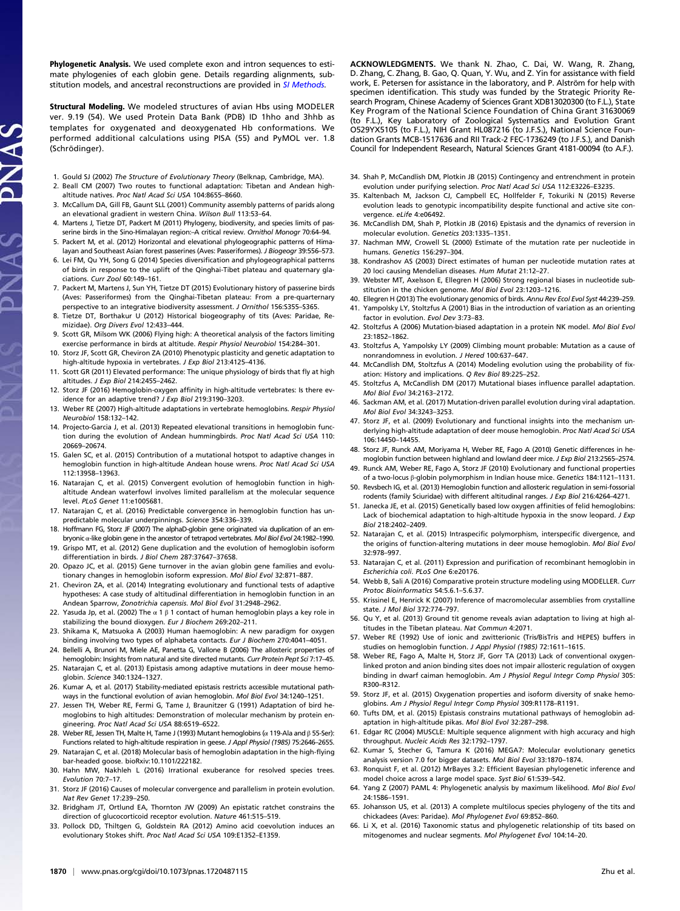**Phylogenetic Analysis.** We used complete exon and intron sequences to estimate phylogenies of each globin gene. Details regarding alignments, substitution models, and ancestral reconstructions are provided in *SI Methods*.

**Structural Modeling.** We modeled structures of avian Hbs using MODELER ver. 9.19 (54). We used Protein Data Bank (PDB) ID 1hho and 3hhb as templates for oxygenated and deoxygenated Hb conformations. We performed additional calculations using PISA (55) and PyMOL ver. 1.8 (Schrödinger).

**ACKNOWLEDGMENTS.** We thank N. Zhao, C. Dai, W. Wang, R. Zhang, D. Zhang, C. Zhang, B. Gao, Q. Quan, Y. Wu, and Z. Yin for assistance with field work, E. Petersen for assistance in the laboratory, and P. Alström for help with specimen identification. This study was funded by the Strategic Priority Research Program, Chinese Academy of Sciences Grant XDB13020300 (to F.L.), State Key Program of the National Science Foundation of China Grant 31630069 (to F.L.), Key Laboratory of Zoological Systematics and Evolution Grant O529YX5105 (to F.L.), NIH Grant HL087216 (to J.F.S.), National Science Foundation Grants MCB-1517636 and RII Track-2 FEC-1736249 (to J.F.S.), and Danish Council for Independent Research, Natural Sciences Grant 4181-00094 (to A.F.).

1. Gould SJ (2002) *The Structure of Evolutionary Theory* (Belknap, Cambridge, MA).
2. Beall CM (2007) Two routes to functional adaptation: Tibetan and Andean high-altitude natives. *Proc Natl Acad Sci USA* 104:8655–8660.
3. McCallum DA, Gill FB, Gaunt SLL (2001) Community assembly patterns of parids along an elevational gradient in western China. *Wilson Bull* 113:53–64.
4. Martens J, Tietze DT, Packert M (2011) Phylogeny, biodiversity, and species limits of passerine birds in the Sino-Himalayan region:–A critical review. *Ornithol Monogr* 70:64–94.
5. Packert M, et al. (2012) Horizontal and elevational phylogeographic patterns of Himalayan and Southeast Asian forest passerines (Aves: Passeriformes). *J Biogeogr* 39:556–573.
6. Lei FM, Qu YH, Song G (2014) Species diversification and phylogeographical patterns of birds in response to the uplift of the Qinghai-Tibet plateau and quaternary glaciations. *Curr Zool* 60:149–161.
7. Packert M, Martens J, Sun YH, Tietze DT (2015) Evolutionary history of passerine birds (Aves: Passeriformes) from the Qinghai-Tibetan plateau: From a pre-quarternary perspective to an integrative biodiversity assessment. *J Ornithol* 156:S355–S365.
8. Tietze DT, Borthakur U (2012) Historical biogeography of tits (Aves: Paridae, Remizidae). *Org Divers Evol* 12:433–444.
9. Scott GR, Milsom WK (2006) Flying high: A theoretical analysis of the factors limiting exercise performance in birds at altitude. *Respir Physiol Neurobiol* 154:284–301.
10. Storz JF, Scott GR, Cheviron ZA (2010) Phenotypic plasticity and genetic adaptation to high-altitude hypoxia in vertebrates. *J Exp Biol* 213:4125–4136.
11. Scott GR (2011) Elevated performance: The unique physiology of birds that fly at high altitudes. *J Exp Biol* 214:2455–2462.
12. Storz JF (2016) Hemoglobin-oxygen affinity in high-altitude vertebrates: Is there evidence for an adaptive trend? *J Exp Biol* 219:3190–3203.
13. Weber RE (2007) High-altitude adaptations in vertebrate hemoglobins. *Respir Physiol Neurobiol* 158:132–142.
14. Projecto-Garcia J, et al. (2013) Repeated elevational transitions in hemoglobin function during the evolution of Andean hummingbirds. *Proc Natl Acad Sci USA* 110: 20669–20674.
15. Galen SC, et al. (2015) Contribution of a mutational hotspot to adaptive changes in hemoglobin function in high-altitude Andean house wrens. *Proc Natl Acad Sci USA* 112:13958–13963.
16. Natarajan C, et al. (2015) Convergent evolution of hemoglobin function in high-altitude Andean waterfowl involves limited parallelism at the molecular sequence level. *PLoS Genet* 11:e1005681.
17. Natarajan C, et al. (2016) Predictable convergence in hemoglobin function has unpredictable molecular underpinnings. *Science* 354:336–339.
18. Hoffmann FG, Storz JF (2007) The alphaD-globin gene originated via duplication of an embryonic α-like globin gene in the ancestor of tetrapod vertebrates. *Mol Biol Evol* 24:1982–1990.
19. Grispo MT, et al. (2012) Gene duplication and the evolution of hemoglobin isoform differentiation in birds. *J Biol Chem* 287:37647–37658.
20. Opazo JC, et al. (2015) Gene turnover in the avian globin gene families and evolutionary changes in hemoglobin isoform expression. *Mol Biol Evol* 32:871–887.
21. Cheviron ZA, et al. (2014) Integrating evolutionary and functional tests of adaptive hypotheses: A case study of altitudinal differentiation in hemoglobin function in an Andean Sparrow, *Zonotrichia capensis*. *Mol Biol Evol* 31:2948–2962.
22. Yasuda Jp, et al. (2002) The α 1 β 1 contact of human hemoglobin plays a key role in stabilizing the bound dioxygen. *Eur J Biochem* 269:202–211.
23. Shikama K, Matsuoka A (2003) Human haemoglobin: A new paradigm for oxygen binding involving two types of alphabeta contacts. *Eur J Biochem* 270:4041–4051.
24. Bellelli A, Brunori M, Miele AE, Panetta G, Vallone B (2006) The allosteric properties of hemoglobin: Insights from natural and site directed mutants. *Curr Protein Pept Sci* 7:17–45.
25. Natarajan C, et al. (2013) Epistasis among adaptive mutations in deer mouse hemoglobin. *Science* 340:1324–1327.
26. Kumar A, et al. (2017) Stability-mediated epistasis restricts accessible mutational pathways in the functional evolution of avian hemoglobin. *Mol Biol Evol* 34:1240–1251.
27. Jessen TH, Weber RE, Fermi G, Tame J, Braunitzer G (1991) Adaptation of bird hemoglobins to high altitudes: Demonstration of molecular mechanism by protein engineering. *Proc Natl Acad Sci USA* 88:6519–6522.
28. Weber RE, Jessen TH, Malte H, Tame J (1993) Mutant hemoglobins (α 119-Ala and β 55-Ser): Functions related to high-altitude respiration in geese. *J Appl Physiol (1985)* 75:2646–2655.
29. Natarajan C, et al. (2018) Molecular basis of hemoglobin adaptation in the high-flying bar-headed goose. bioRxiv:10.1101/222182.
30. Hahn MW, Nakhleh L (2016) Irrational exuberance for resolved species trees. *Evolution* 70:7–17.
31. Storz JF (2016) Causes of molecular convergence and parallelism in protein evolution. *Nat Rev Genet* 17:239–250.
32. Bridgham JT, Ortlund EA, Thornton JW (2009) An epistatic ratchet constrains the direction of glucocorticoid receptor evolution. *Nature* 461:515–519.
33. Pollock DD, Thiltgen G, Goldstein RA (2012) Amino acid coevolution induces an evolutionary Stokes shift. *Proc Natl Acad Sci USA* 109:E1352–E1359.
34. Shah P, McCandlish DM, Plotkin JB (2015) Contingency and entrenchment in protein evolution under purifying selection. *Proc Natl Acad Sci USA* 112:E3226–E3235.
35. Kaltenbach M, Jackson CJ, Campbell EC, Hollfelder F, Tokuriki N (2015) Reverse evolution leads to genotypic incompatibility despite functional and active site convergence. *eLife* 4:e06492.
36. McCandlish DM, Shah P, Plotkin JB (2016) Epistasis and the dynamics of reversion in molecular evolution. *Genetics* 203:1335–1351.
37. Nachman MW, Crowell SL (2000) Estimate of the mutation rate per nucleotide in humans. *Genetics* 156:297–304.
38. Kondrashov AS (2003) Direct estimates of human per nucleotide mutation rates at 20 loci causing Mendelian diseases. *Hum Mutat* 21:12–27.
39. Webster MT, Axelsson E, Ellegren H (2006) Strong regional biases in nucleotide substitution in the chicken genome. *Mol Biol Evol* 23:1203–1216.
40. Ellegren H (2013) The evolutionary genomics of birds. *Annu Rev Ecol Evol Syst* 44:239–259.
41. Yampolsky LY, Stoltzfus A (2001) Bias in the introduction of variation as an orienting factor in evolution. *Evol Dev* 3:73–83.
42. Stoltzfus A (2006) Mutation-biased adaptation in a protein NK model. *Mol Biol Evol* 23:1852–1862.
43. Stoltzfus A, Yampolsky LY (2009) Climbing mount probable: Mutation as a cause of nonrandomness in evolution. *J Hered* 100:637–647.
44. McCandlish DM, Stoltzfus A (2014) Modeling evolution using the probability of fixation: History and implications. *Q Rev Biol* 89:225–252.
45. Stoltzfus A, McCandlish DM (2017) Mutational biases influence parallel adaptation. *Mol Biol Evol* 34:2163–2172.
46. Sackman AM, et al. (2017) Mutation-driven parallel evolution during viral adaptation. *Mol Biol Evol* 34:3243–3253.
47. Storz JF, et al. (2009) Evolutionary and functional insights into the mechanism underlying high-altitude adaptation of deer mouse hemoglobin. *Proc Natl Acad Sci USA* 106:14450–14455.
48. Storz JF, Runck AM, Moriyama H, Weber RE, Fago A (2010) Genetic differences in hemoglobin function between highland and lowland deer mice. *J Exp Biol* 213:2565–2574.
49. Runck AM, Weber RE, Fago A, Storz JF (2010) Evolutionary and functional properties of a two-locus β-globin polymorphism in Indian house mice. *Genetics* 184:1121–1131.
50. Revsbech IG, et al. (2013) Hemoglobin function and allosteric regulation in semi-fossorial rodents (family Sciuridae) with different altitudinal ranges. *J Exp Biol* 216:4264–4271.
51. Janecka JE, et al. (2015) Genetically based low oxygen affinities of felid hemoglobins: Lack of biochemical adaptation to high-altitude hypoxia in the snow leopard. *J Exp Biol* 218:2402–2409.
52. Natarajan C, et al. (2015) Intraspecific polymorphism, interspecific divergence, and the origins of function-altering mutations in deer mouse hemoglobin. *Mol Biol Evol* 32:978–997.
53. Natarajan C, et al. (2011) Expression and purification of recombinant hemoglobin in *Escherichia coli*. *PLoS One* 6:e20176.
54. Webb B, Sali A (2016) Comparative protein structure modeling using MODELLER. *Curr Protoc Bioinformatics* 54:5.6.1–5.6.37.
55. Krissinel E, Henrick K (2007) Inference of macromolecular assemblies from crystalline state. *J Mol Biol* 372:774–797.
56. Qu Y, et al. (2013) Ground tit genome reveals avian adaptation to living at high altitudes in the Tibetan plateau. *Nat Commun* 4:2071.
57. Weber RE (1992) Use of ionic and zwitterionic (Tris/BisTris and HEPES) buffers in studies on hemoglobin function. *J Appl Physiol (1985)* 72:1611–1615.
58. Weber RE, Fago A, Malte H, Storz JF, Gorr TA (2013) Lack of conventional oxygen-linked proton and anion binding sites does not impair allosteric regulation of oxygen binding in dwarf caiman hemoglobin. *Am J Physiol Regul Integr Comp Physiol* 305: R300–R312.
59. Storz JF, et al. (2015) Oxygenation properties and isoform diversity of snake hemoglobins. *Am J Physiol Regul Integr Comp Physiol* 309:R1178–R1191.
60. Tufts DM, et al. (2015) Epistasis constrains mutational pathways of hemoglobin adaptation in high-altitude pikas. *Mol Biol Evol* 32:287–298.
61. Edgar RC (2004) MUSCLE: Multiple sequence alignment with high accuracy and high throughput. *Nucleic Acids Res* 32:1792–1797.
62. Kumar S, Stecher G, Tamura K (2016) MEGA7: Molecular evolutionary genetics analysis version 7.0 for bigger datasets. *Mol Biol Evol* 33:1870–1874.
63. Ronquist F, et al. (2012) MrBayes 3.2: Efficient Bayesian phylogenetic inference and model choice across a large model space. *Syst Biol* 61:539–542.
64. Yang Z (2007) PAML 4: Phylogenetic analysis by maximum likelihood. *Mol Biol Evol* 24:1586–1591.
65. Johansson US, et al. (2013) A complete multilocus species phylogeny of the tits and chickadees (Aves: Paridae). *Mol Phylogenet Evol* 69:852–860.
66. Li X, et al. (2016) Taxonomic status and phylogenetic relationship of tits based on mitogenomes and nuclear segments. *Mol Phylogenet Evol* 104:14–20.